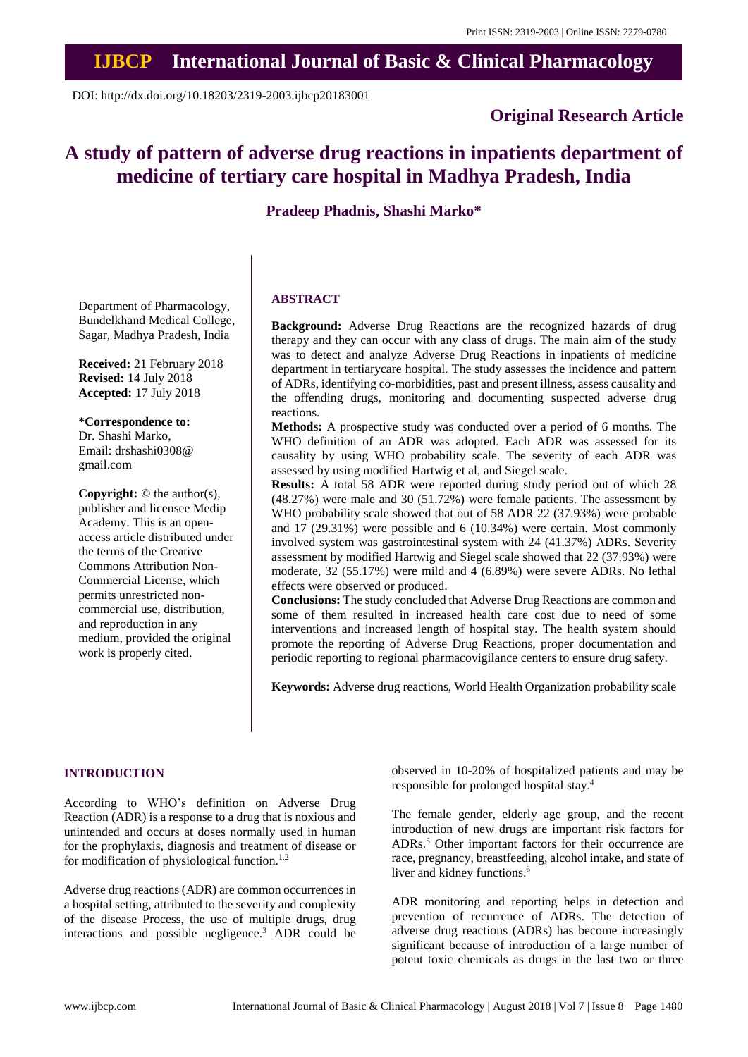# A study of pattern of adverse drug reactions in inpatients department of medicine of tertiary care hospital in Madhya Pradesh, India

**Pradeep Phadnis, Shashi Marko***

Original Research Article

DOI: http://dx.doi.org/10.18203/2319-2003.ijbcp20183001

Department of Pharmacology, Bundelkhand Medical College, Sagar, Madhya Pradesh, India

**Received:** 21 February 2018
**Revised:** 14 July 2018
**Accepted:** 17 July 2018

**\*Correspondence to:**
Dr. Shashi Marko,
Email: drshashi0308@gmail.com

**Copyright:** © the author(s), publisher and licensee Medip Academy. This is an open-access article distributed under the terms of the Creative Commons Attribution Non-Commercial License, which permits unrestricted non-commercial use, distribution, and reproduction in any medium, provided the original work is properly cited.

## ABSTRACT

**Background:** Adverse Drug Reactions are the recognized hazards of drug therapy and they can occur with any class of drugs. The main aim of the study was to detect and analyze Adverse Drug Reactions in inpatients of medicine department in tertiarycare hospital. The study assesses the incidence and pattern of ADRs, identifying co-morbidities, past and present illness, assess causality and the offending drugs, monitoring and documenting suspected adverse drug reactions.

**Methods:** A prospective study was conducted over a period of 6 months. The WHO definition of an ADR was adopted. Each ADR was assessed for its causality by using WHO probability scale. The severity of each ADR was assessed by using modified Hartwig et al, and Siegel scale.

**Results:** A total 58 ADR were reported during study period out of which 28 (48.27%) were male and 30 (51.72%) were female patients. The assessment by WHO probability scale showed that out of 58 ADR 22 (37.93%) were probable and 17 (29.31%) were possible and 6 (10.34%) were certain. Most commonly involved system was gastrointestinal system with 24 (41.37%) ADRs. Severity assessment by modified Hartwig and Siegel scale showed that 22 (37.93%) were moderate, 32 (55.17%) were mild and 4 (6.89%) were severe ADRs. No lethal effects were observed or produced.

**Conclusions:** The study concluded that Adverse Drug Reactions are common and some of them resulted in increased health care cost due to need of some interventions and increased length of hospital stay. The health system should promote the reporting of Adverse Drug Reactions, proper documentation and periodic reporting to regional pharmacovigilance centers to ensure drug safety.

**Keywords:** Adverse drug reactions, World Health Organization probability scale

## INTRODUCTION

According to WHO's definition on Adverse Drug Reaction (ADR) is a response to a drug that is noxious and unintended and occurs at doses normally used in human for the prophylaxis, diagnosis and treatment of disease or for modification of physiological function.[1,2]

Adverse drug reactions (ADR) are common occurrences in a hospital setting, attributed to the severity and complexity of the disease Process, the use of multiple drugs, drug interactions and possible negligence.[3] ADR could be observed in 10-20% of hospitalized patients and may be responsible for prolonged hospital stay.[4]

The female gender, elderly age group, and the recent introduction of new drugs are important risk factors for ADRs.[5] Other important factors for their occurrence are race, pregnancy, breastfeeding, alcohol intake, and state of liver and kidney functions.[6]

ADR monitoring and reporting helps in detection and prevention of recurrence of ADRs. The detection of adverse drug reactions (ADRs) has become increasingly significant because of introduction of a large number of potent toxic chemicals as drugs in the last two or three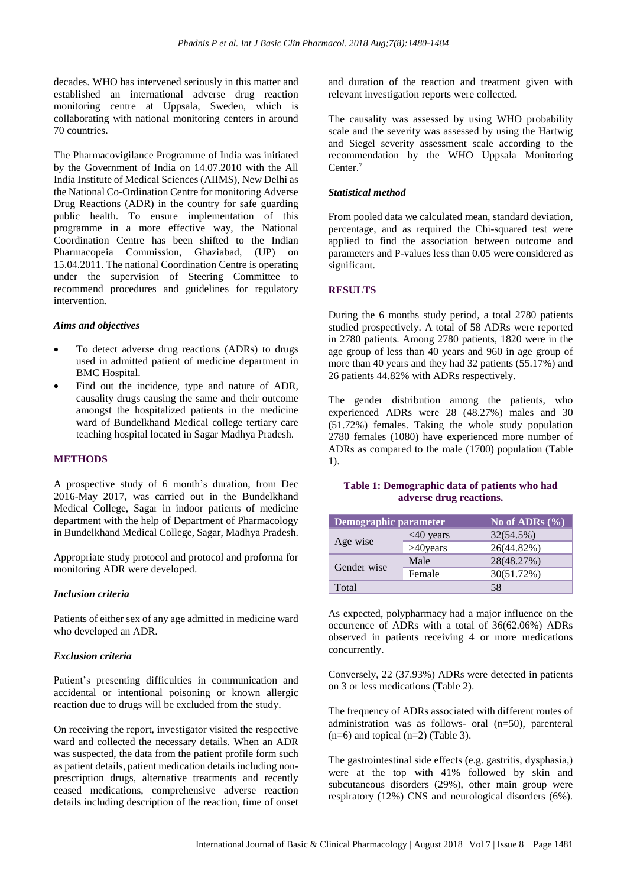decades. WHO has intervened seriously in this matter and established an international adverse drug reaction monitoring centre at Uppsala, Sweden, which is collaborating with national monitoring centers in around 70 countries.

The Pharmacovigilance Programme of India was initiated by the Government of India on 14.07.2010 with the All India Institute of Medical Sciences (AIIMS), New Delhi as the National Co-Ordination Centre for monitoring Adverse Drug Reactions (ADR) in the country for safe guarding public health. To ensure implementation of this programme in a more effective way, the National Coordination Centre has been shifted to the Indian Pharmacopeia Commission, Ghaziabad, (UP) on 15.04.2011. The national Coordination Centre is operating under the supervision of Steering Committee to recommend procedures and guidelines for regulatory intervention.

### *Aims and objectives*

- To detect adverse drug reactions (ADRs) to drugs used in admitted patient of medicine department in BMC Hospital.
- Find out the incidence, type and nature of ADR, causality drugs causing the same and their outcome amongst the hospitalized patients in the medicine ward of Bundelkhand Medical college tertiary care teaching hospital located in Sagar Madhya Pradesh.

## METHODS

A prospective study of 6 month's duration, from Dec 2016-May 2017, was carried out in the Bundelkhand Medical College, Sagar in indoor patients of medicine department with the help of Department of Pharmacology in Bundelkhand Medical College, Sagar, Madhya Pradesh.

Appropriate study protocol and protocol and proforma for monitoring ADR were developed.

### *Inclusion criteria*

Patients of either sex of any age admitted in medicine ward who developed an ADR.

### *Exclusion criteria*

Patient's presenting difficulties in communication and accidental or intentional poisoning or known allergic reaction due to drugs will be excluded from the study.

On receiving the report, investigator visited the respective ward and collected the necessary details. When an ADR was suspected, the data from the patient profile form such as patient details, patient medication details including non-prescription drugs, alternative treatments and recently ceased medications, comprehensive adverse reaction details including description of the reaction, time of onset and duration of the reaction and treatment given with relevant investigation reports were collected.

The causality was assessed by using WHO probability scale and the severity was assessed by using the Hartwig and Siegel severity assessment scale according to the recommendation by the WHO Uppsala Monitoring Center.[7]

### *Statistical method*

From pooled data we calculated mean, standard deviation, percentage, and as required the Chi-squared test were applied to find the association between outcome and parameters and P-values less than 0.05 were considered as significant.

## RESULTS

During the 6 months study period, a total 2780 patients studied prospectively. A total of 58 ADRs were reported in 2780 patients. Among 2780 patients, 1820 were in the age group of less than 40 years and 960 in age group of more than 40 years and they had 32 patients (55.17%) and 26 patients 44.82% with ADRs respectively.

The gender distribution among the patients, who experienced ADRs were 28 (48.27%) males and 30 (51.72%) females. Taking the whole study population 2780 females (1080) have experienced more number of ADRs as compared to the male (1700) population (Table 1).

**Table 1: Demographic data of patients who had adverse drug reactions.**

| Demographic parameter | | No of ADRs (%) |
|---|---|---|
| Age wise | <40 years | 32(54.5%) |
| | >40years | 26(44.82%) |
| Gender wise | Male | 28(48.27%) |
| | Female | 30(51.72%) |
| Total | | 58 |

As expected, polypharmacy had a major influence on the occurrence of ADRs with a total of 36(62.06%) ADRs observed in patients receiving 4 or more medications concurrently.

Conversely, 22 (37.93%) ADRs were detected in patients on 3 or less medications (Table 2).

The frequency of ADRs associated with different routes of administration was as follows- oral (n=50), parenteral (n=6) and topical (n=2) (Table 3).

The gastrointestinal side effects (e.g. gastritis, dysphasia,) were at the top with 41% followed by skin and subcutaneous disorders (29%), other main group were respiratory (12%) CNS and neurological disorders (6%).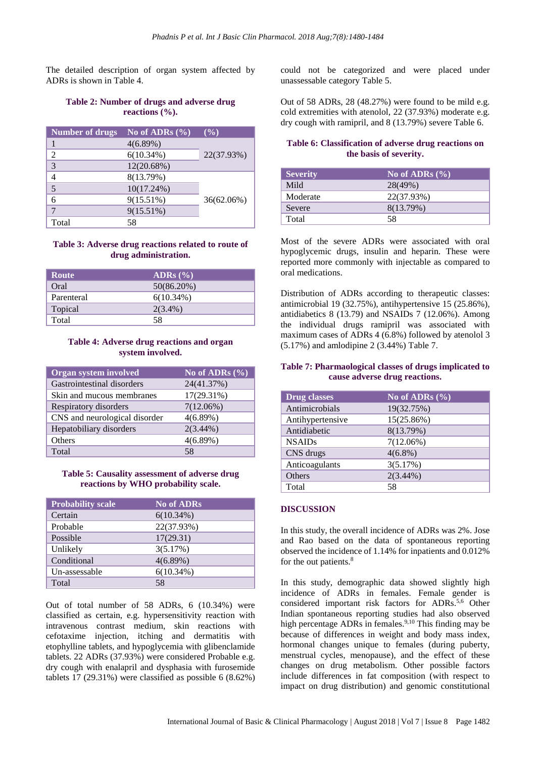The detailed description of organ system affected by ADRs is shown in Table 4.

**Table 2: Number of drugs and adverse drug reactions (%).**

| Number of drugs | No of ADRs (%) | (%) |
|---|---|---|
| 1 | 4(6.89%) | 22(37.93%) |
| 2 | 6(10.34%) | |
| 3 | 12(20.68%) | |
| 4 | 8(13.79%) | 36(62.06%) |
| 5 | 10(17.24%) | |
| 6 | 9(15.51%) | |
| 7 | 9(15.51%) | |
| Total | 58 | |

**Table 3: Adverse drug reactions related to route of drug administration.**

| Route | ADRs (%) |
|---|---|
| Oral | 50(86.20%) |
| Parenteral | 6(10.34%) |
| Topical | 2(3.4%) |
| Total | 58 |

**Table 4: Adverse drug reactions and organ system involved.**

| Organ system involved | No of ADRs (%) |
|---|---|
| Gastrointestinal disorders | 24(41.37%) |
| Skin and mucous membranes | 17(29.31%) |
| Respiratory disorders | 7(12.06%) |
| CNS and neurological disorder | 4(6.89%) |
| Hepatobiliary disorders | 2(3.44%) |
| Others | 4(6.89%) |
| Total | 58 |

**Table 5: Causality assessment of adverse drug reactions by WHO probability scale.**

| Probability scale | No of ADRs |
|---|---|
| Certain | 6(10.34%) |
| Probable | 22(37.93%) |
| Possible | 17(29.31) |
| Unlikely | 3(5.17%) |
| Conditional | 4(6.89%) |
| Un-assessable | 6(10.34%) |
| Total | 58 |

Out of total number of 58 ADRs, 6 (10.34%) were classified as certain, e.g. hypersensitivity reaction with intravenous contrast medium, skin reactions with cefotaxime injection, itching and dermatitis with etophylline tablets, and hypoglycemia with glibenclamide tablets. 22 ADRs (37.93%) were considered Probable e.g. dry cough with enalapril and dysphasia with furosemide tablets 17 (29.31%) were classified as possible 6 (8.62%) could not be categorized and were placed under unassessable category Table 5.

Out of 58 ADRs, 28 (48.27%) were found to be mild e.g. cold extremities with atenolol, 22 (37.93%) moderate e.g. dry cough with ramipril, and 8 (13.79%) severe Table 6.

**Table 6: Classification of adverse drug reactions on the basis of severity.**

| Severity | No of ADRs (%) |
|---|---|
| Mild | 28(49%) |
| Moderate | 22(37.93%) |
| Severe | 8(13.79%) |
| Total | 58 |

Most of the severe ADRs were associated with oral hypoglycemic drugs, insulin and heparin. These were reported more commonly with injectable as compared to oral medications.

Distribution of ADRs according to therapeutic classes: antimicrobial 19 (32.75%), antihypertensive 15 (25.86%), antidiabetics 8 (13.79) and NSAIDs 7 (12.06%). Among the individual drugs ramipril was associated with maximum cases of ADRs 4 (6.8%) followed by atenolol 3 (5.17%) and amlodipine 2 (3.44%) Table 7.

**Table 7: Pharmaological classes of drugs implicated to cause adverse drug reactions.**

| Drug classes | No of ADRs (%) |
|---|---|
| Antimicrobials | 19(32.75%) |
| Antihypertensive | 15(25.86%) |
| Antidiabetic | 8(13.79%) |
| NSAIDs | 7(12.06%) |
| CNS drugs | 4(6.8%) |
| Anticoagulants | 3(5.17%) |
| Others | 2(3.44%) |
| Total | 58 |

## DISCUSSION

In this study, the overall incidence of ADRs was 2%. Jose and Rao based on the data of spontaneous reporting observed the incidence of 1.14% for inpatients and 0.012% for the out patients.[8]

In this study, demographic data showed slightly high incidence of ADRs in females. Female gender is considered important risk factors for ADRs.[5,6] Other Indian spontaneous reporting studies had also observed high percentage ADRs in females.[9,10] This finding may be because of differences in weight and body mass index, hormonal changes unique to females (during puberty, menstrual cycles, menopause), and the effect of these changes on drug metabolism. Other possible factors include differences in fat composition (with respect to impact on drug distribution) and genomic constitutional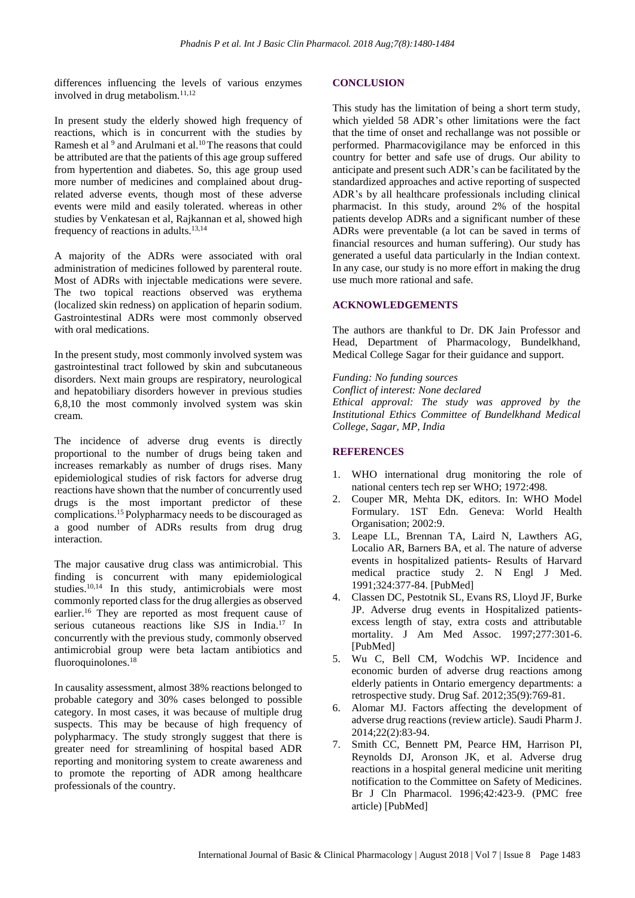differences influencing the levels of various enzymes involved in drug metabolism.[11,12]

In present study the elderly showed high frequency of reactions, which is in concurrent with the studies by Ramesh et al [9] and Arulmani et al.[10] The reasons that could be attributed are that the patients of this age group suffered from hypertention and diabetes. So, this age group used more number of medicines and complained about drug-related adverse events, though most of these adverse events were mild and easily tolerated. whereas in other studies by Venkatesan et al, Rajkannan et al, showed high frequency of reactions in adults.[13,14]

A majority of the ADRs were associated with oral administration of medicines followed by parenteral route. Most of ADRs with injectable medications were severe. The two topical reactions observed was erythema (localized skin redness) on application of heparin sodium. Gastrointestinal ADRs were most commonly observed with oral medications.

In the present study, most commonly involved system was gastrointestinal tract followed by skin and subcutaneous disorders. Next main groups are respiratory, neurological and hepatobiliary disorders however in previous studies 6,8,10 the most commonly involved system was skin cream.

The incidence of adverse drug events is directly proportional to the number of drugs being taken and increases remarkably as number of drugs rises. Many epidemiological studies of risk factors for adverse drug reactions have shown that the number of concurrently used drugs is the most important predictor of these complications.[15] Polypharmacy needs to be discouraged as a good number of ADRs results from drug drug interaction.

The major causative drug class was antimicrobial. This finding is concurrent with many epidemiological studies.[10,14] In this study, antimicrobials were most commonly reported class for the drug allergies as observed earlier.[16] They are reported as most frequent cause of serious cutaneous reactions like SJS in India.[17] In concurrently with the previous study, commonly observed antimicrobial group were beta lactam antibiotics and fluoroquinolones.[18]

In causality assessment, almost 38% reactions belonged to probable category and 30% cases belonged to possible category. In most cases, it was because of multiple drug suspects. This may be because of high frequency of polypharmacy. The study strongly suggest that there is greater need for streamlining of hospital based ADR reporting and monitoring system to create awareness and to promote the reporting of ADR among healthcare professionals of the country.

## CONCLUSION

This study has the limitation of being a short term study, which yielded 58 ADR's other limitations were the fact that the time of onset and rechallange was not possible or performed. Pharmacovigilance may be enforced in this country for better and safe use of drugs. Our ability to anticipate and present such ADR's can be facilitated by the standardized approaches and active reporting of suspected ADR's by all healthcare professionals including clinical pharmacist. In this study, around 2% of the hospital patients develop ADRs and a significant number of these ADRs were preventable (a lot can be saved in terms of financial resources and human suffering). Our study has generated a useful data particularly in the Indian context. In any case, our study is no more effort in making the drug use much more rational and safe.

## ACKNOWLEDGEMENTS

The authors are thankful to Dr. DK Jain Professor and Head, Department of Pharmacology, Bundelkhand, Medical College Sagar for their guidance and support.

*Funding: No funding sources*
*Conflict of interest: None declared*
*Ethical approval: The study was approved by the Institutional Ethics Committee of Bundelkhand Medical College, Sagar, MP, India*

## REFERENCES

1. WHO international drug monitoring the role of national centers tech rep ser WHO; 1972:498.
2. Couper MR, Mehta DK, editors. In: WHO Model Formulary. 1ST Edn. Geneva: World Health Organisation; 2002:9.
3. Leape LL, Brennan TA, Laird N, Lawthers AG, Localio AR, Barners BA, et al. The nature of adverse events in hospitalized patients- Results of Harvard medical practice study 2. N Engl J Med. 1991;324:377-84. [PubMed]
4. Classen DC, Pestotnik SL, Evans RS, Lloyd JF, Burke JP. Adverse drug events in Hospitalized patients- excess length of stay, extra costs and attributable mortality. J Am Med Assoc. 1997;277:301-6. [PubMed]
5. Wu C, Bell CM, Wodchis WP. Incidence and economic burden of adverse drug reactions among elderly patients in Ontario emergency departments: a retrospective study. Drug Saf. 2012;35(9):769-81.
6. Alomar MJ. Factors affecting the development of adverse drug reactions (review article). Saudi Pharm J. 2014;22(2):83-94.
7. Smith CC, Bennett PM, Pearce HM, Harrison PI, Reynolds DJ, Aronson JK, et al. Adverse drug reactions in a hospital general medicine unit meriting notification to the Committee on Safety of Medicines. Br J Cln Pharmacol. 1996;42:423-9. (PMC free article) [PubMed]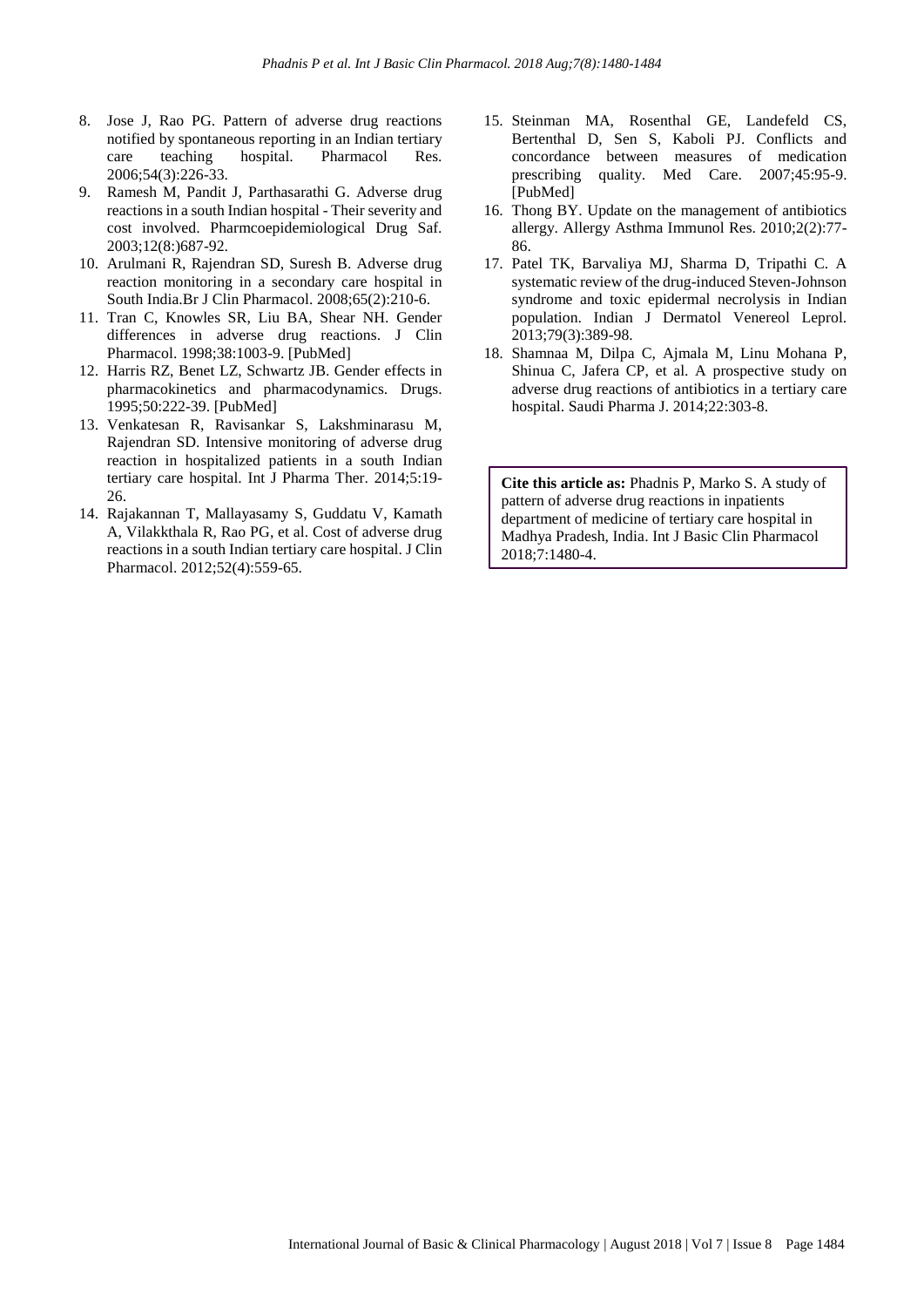8. Jose J, Rao PG. Pattern of adverse drug reactions notified by spontaneous reporting in an Indian tertiary care teaching hospital. Pharmacol Res. 2006;54(3):226-33.
9. Ramesh M, Pandit J, Parthasarathi G. Adverse drug reactions in a south Indian hospital - Their severity and cost involved. Pharmcoepidemiological Drug Saf. 2003;12(8:)687-92.
10. Arulmani R, Rajendran SD, Suresh B. Adverse drug reaction monitoring in a secondary care hospital in South India.Br J Clin Pharmacol. 2008;65(2):210-6.
11. Tran C, Knowles SR, Liu BA, Shear NH. Gender differences in adverse drug reactions. J Clin Pharmacol. 1998;38:1003-9. [PubMed]
12. Harris RZ, Benet LZ, Schwartz JB. Gender effects in pharmacokinetics and pharmacodynamics. Drugs. 1995;50:222-39. [PubMed]
13. Venkatesan R, Ravisankar S, Lakshminarasu M, Rajendran SD. Intensive monitoring of adverse drug reaction in hospitalized patients in a south Indian tertiary care hospital. Int J Pharma Ther. 2014;5:19-26.
14. Rajakannan T, Mallayasamy S, Guddatu V, Kamath A, Vilakkthala R, Rao PG, et al. Cost of adverse drug reactions in a south Indian tertiary care hospital. J Clin Pharmacol. 2012;52(4):559-65.
15. Steinman MA, Rosenthal GE, Landefeld CS, Bertenthal D, Sen S, Kaboli PJ. Conflicts and concordance between measures of medication prescribing quality. Med Care. 2007;45:95-9. [PubMed]
16. Thong BY. Update on the management of antibiotics allergy. Allergy Asthma Immunol Res. 2010;2(2):77-86.
17. Patel TK, Barvaliya MJ, Sharma D, Tripathi C. A systematic review of the drug-induced Steven-Johnson syndrome and toxic epidermal necrolysis in Indian population. Indian J Dermatol Venereol Leprol. 2013;79(3):389-98.
18. Shamnaa M, Dilpa C, Ajmala M, Linu Mohana P, Shinua C, Jafera CP, et al. A prospective study on adverse drug reactions of antibiotics in a tertiary care hospital. Saudi Pharma J. 2014;22:303-8.

**Cite this article as:** Phadnis P, Marko S. A study of pattern of adverse drug reactions in inpatients department of medicine of tertiary care hospital in Madhya Pradesh, India. Int J Basic Clin Pharmacol 2018;7:1480-4.